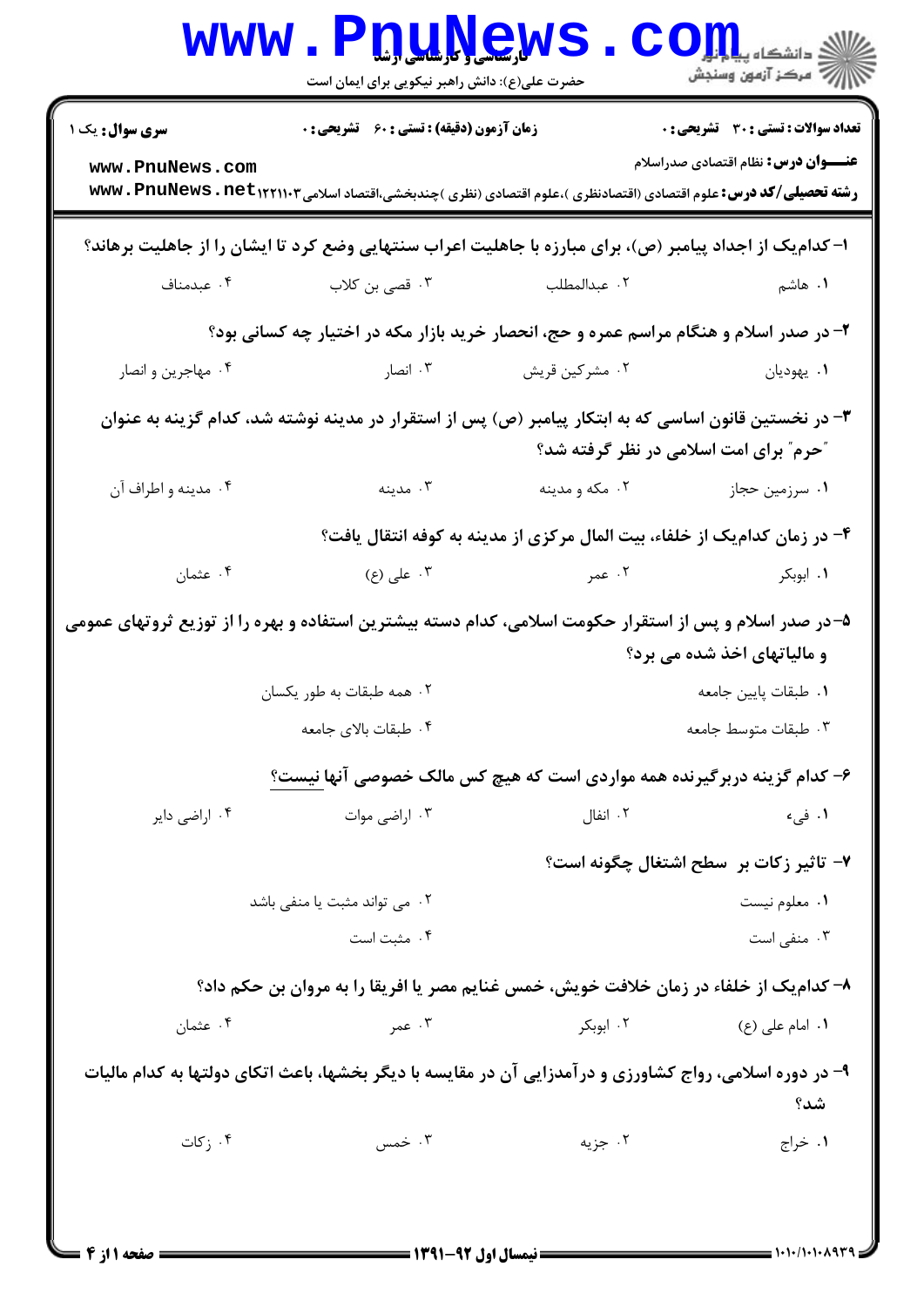**سری سوال:** یک ۱

**زمان آزمون (دقیقه) : تستی : ۶۰ تشریحی : ۰**

**تعداد سوالات : تستی : ۳۰ تشریحی : ۰**

**عنـــوان درس:** نظام اقتصادی صدراسلام

**رشته تحصیلی/کد درس:** علوم اقتصادی (اقتصادنظری )،علوم اقتصادی (نظری )چندبخشی،اقتصاد اسلامی ۱۲۲۱۱۰۳

**۱- کدام‌یک از اجداد پیامبر (ص)، برای مبارزه با جاهلیت اعراب سنتهایی وضع کرد تا ایشان را از جاهلیت برهاند؟**

۱. هاشم
۲. عبدالمطلب
۳. قصی بن کلاب
۴. عبدمناف

**۲- در صدر اسلام و هنگام مراسم عمره و حج، انحصار خرید بازار مکه در اختیار چه کسانی بود؟**

۱. یهودیان
۲. مشرکین قریش
۳. انصار
۴. مهاجرین و انصار

**۳- در نخستین قانون اساسی که به ابتکار پیامبر (ص) پس از استقرار در مدینه نوشته شد، کدام گزینه به عنوان "حرم" برای امت اسلامی در نظر گرفته شد؟**

۱. سرزمین حجاز
۲. مکه و مدینه
۳. مدینه
۴. مدینه و اطراف آن

**۴- در زمان کدام‌یک از خلفاء، بیت المال مرکزی از مدینه به کوفه انتقال یافت؟**

۱. ابوبکر
۲. عمر
۳. علی (ع)
۴. عثمان

**۵- در صدر اسلام و پس از استقرار حکومت اسلامی، کدام دسته بیشترین استفاده و بهره را از توزیع ثروتهای عمومی و مالیاتهای اخذ شده می برد؟**

۱. طبقات پایین جامعه
۲. همه طبقات به طور یکسان
۳. طبقات متوسط جامعه
۴. طبقات بالای جامعه

**۶- کدام گزینه دربرگیرنده همه مواردی است که هیچ کس مالک خصوصی آنها نیست؟**

۱. فیء
۲. انفال
۳. اراضی موات
۴. اراضی دایر

**۷- تاثیر زکات بر سطح اشتغال چگونه است؟**

۱. معلوم نیست
۲. می تواند مثبت یا منفی باشد
۳. منفی است
۴. مثبت است

**۸- کدام‌یک از خلفاء در زمان خلافت خویش، خمس غنایم مصر یا افریقا را به مروان بن حکم داد؟**

۱. امام علی (ع)
۲. ابوبکر
۳. عمر
۴. عثمان

**۹- در دوره اسلامی، رواج کشاورزی و درآمدزایی آن در مقایسه با دیگر بخشها، باعث اتکای دولتها به کدام مالیات شد؟**

۱. خراج
۲. جزیه
۳. خمس
۴. زکات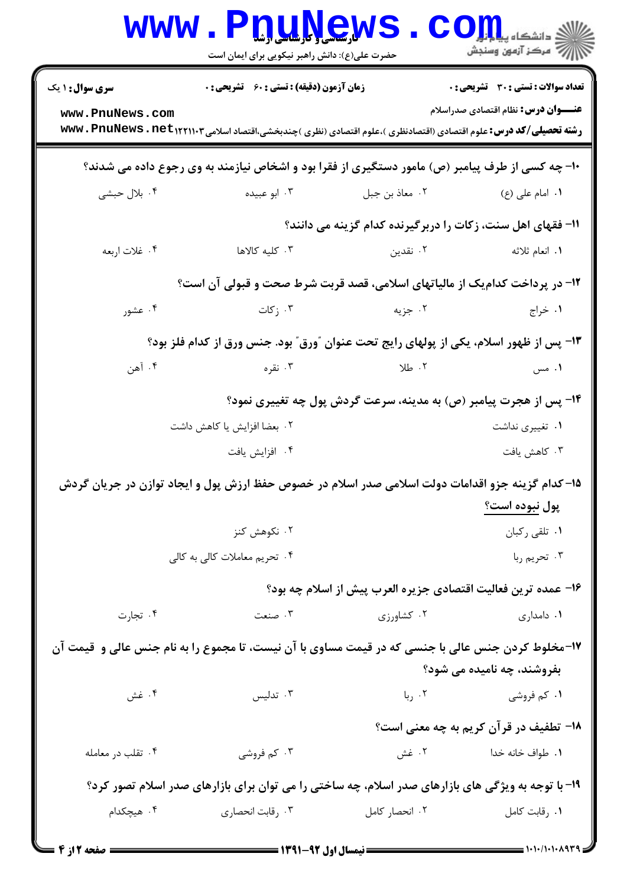۱۰- چه کسی از طرف پیامبر (ص) مامور دستگیری از فقرا بود و اشخاص نیازمند به وی رجوع داده می شدند؟

۱. امام علی (ع)
۲. معاذ بن جبل
۳. ابو عبیده
۴. بلال حبشی

۱۱- فقهای اهل سنت، زکات را دربرگیرنده کدام گزینه می دانند؟

۱. انعام ثلاثه
۲. نقدین
۳. کلیه کالاها
۴. غلات اربعه

۱۲- در پرداخت کدام‌یک از مالیاتهای اسلامی، قصد قربت شرط صحت و قبولی آن است؟

۱. خراج
۲. جزیه
۳. زکات
۴. عشور

۱۳- پس از ظهور اسلام، یکی از پولهای رایج تحت عنوان "ورق" بود. جنس ورق از کدام فلز بود؟

۱. مس
۲. طلا
۳. نقره
۴. آهن

۱۴- پس از هجرت پیامبر (ص) به مدینه، سرعت گردش پول چه تغییری نمود؟

۱. تغییری نداشت
۲. بعضا افزایش یا کاهش داشت
۳. کاهش یافت
۴. افزایش یافت

۱۵- کدام گزینه جزو اقدامات دولت اسلامی صدر اسلام در خصوص حفظ ارزش پول و ایجاد توازن در جریان گردش پول **نبوده است**؟

۱. تلقی رکبان
۲. نکوهش کنز
۳. تحریم ربا
۴. تحریم معاملات کالی به کالی

۱۶- عمده ترین فعالیت اقتصادی جزیره العرب پیش از اسلام چه بود؟

۱. دامداری
۲. کشاورزی
۳. صنعت
۴. تجارت

۱۷- مخلوط کردن جنس عالی با جنسی که در قیمت مساوی با آن نیست، تا مجموع را به نام جنس عالی و قیمت آن بفروشند، چه نامیده می شود؟

۱. کم فروشی
۲. ربا
۳. تدلیس
۴. غش

۱۸- تطفیف در قرآن کریم به چه معنی است؟

۱. طواف خانه خدا
۲. غش
۳. کم فروشی
۴. تقلب در معامله

۱۹- با توجه به ویژگی های بازارهای صدر اسلام، چه ساختی را می توان برای بازارهای صدر اسلام تصور کرد؟

۱. رقابت کامل
۲. انحصار کامل
۳. رقابت انحصاری
۴. هیچکدام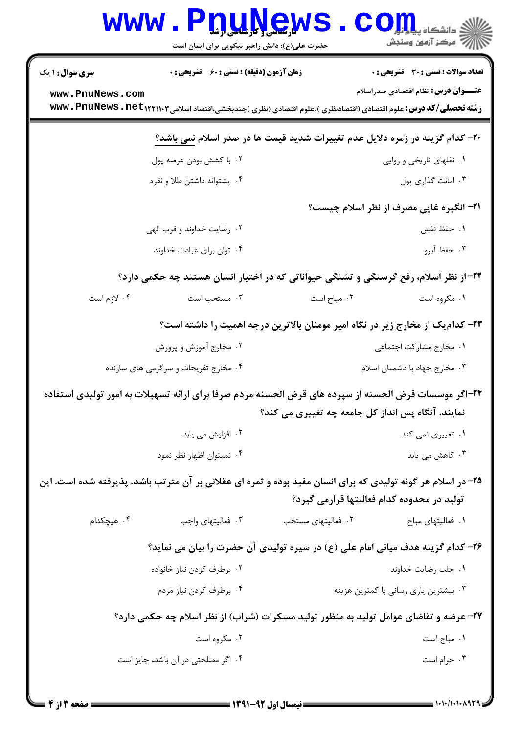**تعداد سوالات : تستی : ۳۰ تشریحی : ۰** | **زمان آزمون (دقیقه) : تستی : ۶۰ تشریحی : ۰** | **سری سوال : ۱ یک**

**عنـــوان درس :** نظام اقتصادی صدراسلام

**رشته تحصیلی/کد درس :** علوم اقتصادی (اقتصادنظری )،علوم اقتصادی (نظری )چندبخشی،اقتصاد اسلامی ۱۲۲۱۱۰۳

**۲۰- کدام گزینه در زمره دلایل عدم تغییرات شدید قیمت ها در صدر اسلام نمی باشد؟**

۱. نقلهای تاریخی و روایی

۲. با کشش بودن عرضه پول

۳. امانت گذاری پول

۴. پشتوانه داشتن طلا و نقره

**۲۱- انگیزه غایی مصرف از نظر اسلام چیست؟**

۱. حفظ نفس

۲. رضایت خداوند و قرب الهی

۳. حفظ آبرو

۴. توان برای عبادت خداوند

**۲۲- از نظر اسلام، رفع گرسنگی و تشنگی حیواناتی که در اختیار انسان هستند چه حکمی دارد؟**

۱. مکروه است

۲. مباح است

۳. مستحب است

۴. لازم است

**۲۳- کدام‌یک از مخارج زیر در نگاه امیر مومنان بالاترین درجه اهمیت را داشته است؟**

۱. مخارج مشارکت اجتماعی

۲. مخارج آموزش و پرورش

۳. مخارج جهاد با دشمنان اسلام

۴. مخارج تفریحات و سرگرمی های سازنده

**۲۴-اگر موسسات قرض الحسنه از سپرده های قرض الحسنه مردم صرفا برای ارائه تسهیلات به امور تولیدی استفاده نمایند، آنگاه پس انداز کل جامعه چه تغییری می کند؟**

۱. تغییری نمی کند

۲. افزایش می یابد

۳. کاهش می یابد

۴. نمیتوان اظهار نظر نمود

**۲۵- در اسلام هر گونه تولیدی که برای انسان مفید بوده و ثمره ای عقلانی بر آن مترتب باشد، پذیرفته شده است. این تولید در محدوده کدام فعالیتها قرارمی گیرد؟**

۱. فعالیتهای مباح

۲. فعالیتهای مستحب

۳. فعالیتهای واجب

۴. هیچکدام

**۲۶- کدام گزینه هدف میانی امام علی (ع) در سیره تولیدی آن حضرت را بیان می نماید؟**

۱. جلب رضایت خداوند

۲. برطرف کردن نیاز خانواده

۳. بیشترین یاری رسانی با کمترین هزینه

۴. برطرف کردن نیاز مردم

**۲۷- عرضه و تقاضای عوامل تولید به منظور تولید مسکرات (شراب) از نظر اسلام چه حکمی دارد؟**

۱. مباح است

۲. مکروه است

۳. حرام است

۴. اگر مصلحتی در آن باشد، جایز است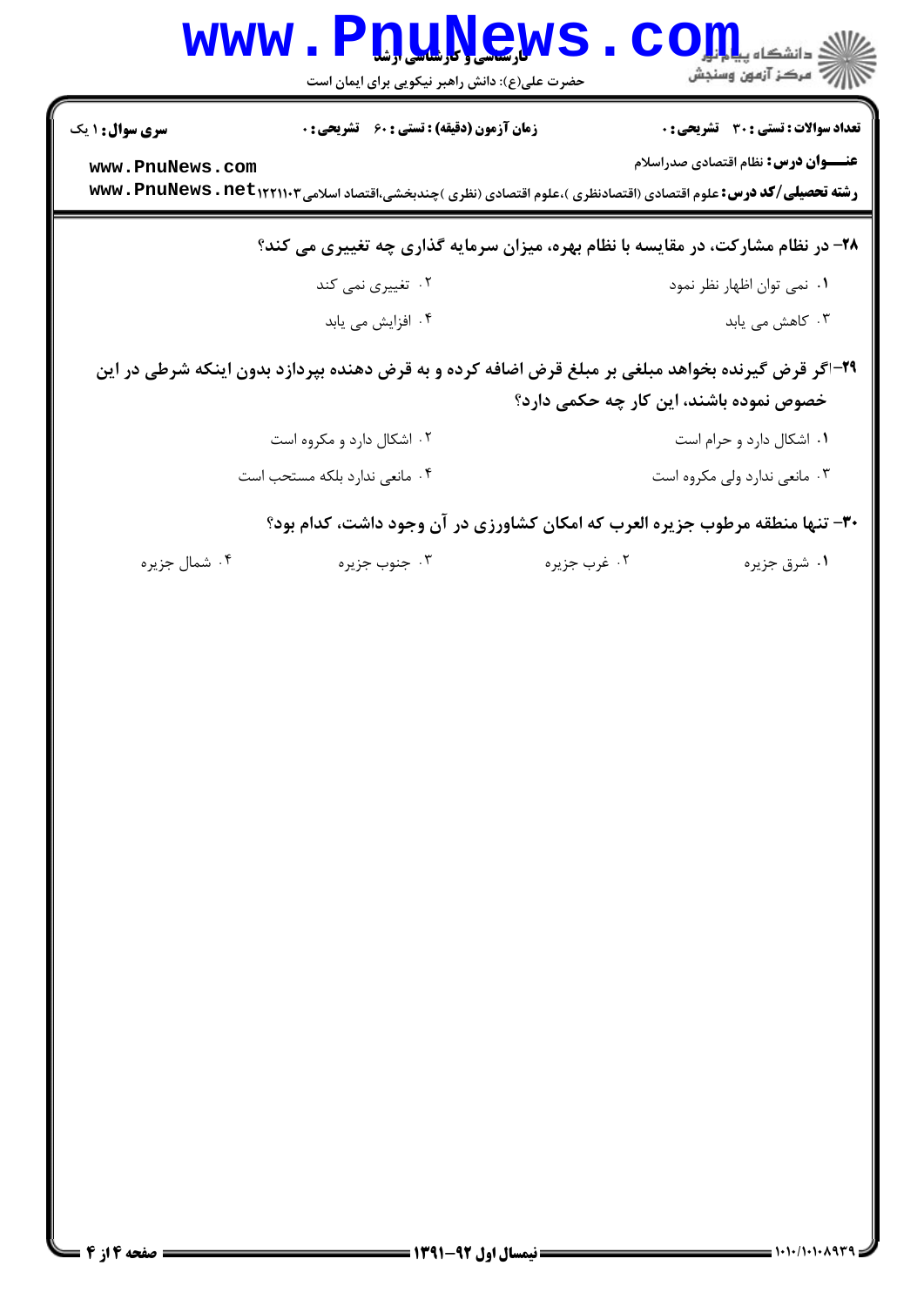۲۸- در نظام مشارکت، در مقایسه با نظام بهره، میزان سرمایه گذاری چه تغییری می کند؟

۱. نمی توان اظهار نظر نمود

۲. تغییری نمی کند

۳. کاهش می یابد

۴. افزایش می یابد

۲۹-اگر قرض گیرنده بخواهد مبلغی بر مبلغ قرض اضافه کرده و به قرض دهنده بپردازد بدون اینکه شرطی در این خصوص نموده باشند، این کار چه حکمی دارد؟

۱. اشکال دارد و حرام است

۲. اشکال دارد و مکروه است

۳. مانعی ندارد ولی مکروه است

۴. مانعی ندارد بلکه مستحب است

۳۰- تنها منطقه مرطوب جزیره العرب که امکان کشاورزی در آن وجود داشت، کدام بود؟

۱. شرق جزیره

۲. غرب جزیره

۳. جنوب جزیره

۴. شمال جزیره